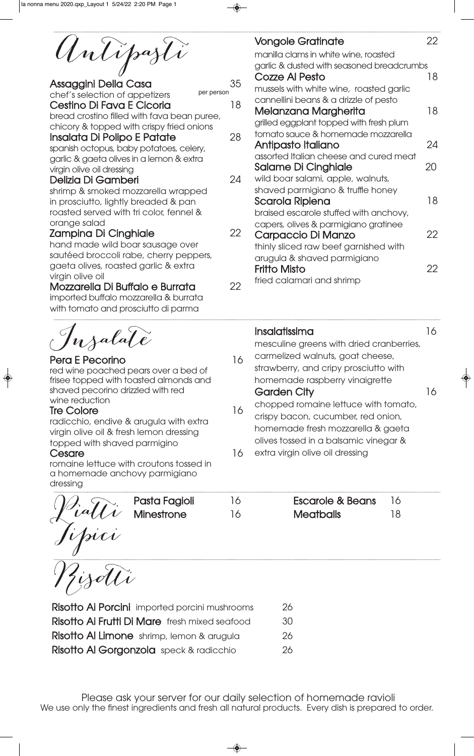# Antipasti

**Assaggini Della Casa** 35 per person
chef's selection of appetizers

**Cestino Di Fava E Cicoria** 18
bread crostino filled with fava bean puree, chicory & topped with crispy fried onions

**Insalata Di Polipo E Patate** 28
spanish octopus, baby potatoes, celery, garlic & gaeta olives in a lemon & extra virgin olive oil dressing

**Delizia Di Gamberi** 24
shrimp & smoked mozzarella wrapped in prosciutto, lightly breaded & pan roasted served with tri color, fennel & orange salad

**Zampina Di Cinghiale** 22
hand made wild boar sausage over sautéed broccoli rabe, cherry peppers, gaeta olives, roasted garlic & extra virgin olive oil

**Mozzarella Di Buffalo e Burrata** 22
imported buffalo mozzarella & burrata with tomato and prosciutto di parma

**Vongole Gratinate** 22
manilla clams in white wine, roasted garlic & dusted with seasoned breadcrumbs

**Cozze Al Pesto** 18
mussels with white wine, roasted garlic cannellini beans & a drizzle of pesto

**Melanzana Margherita** 18
grilled eggplant topped with fresh plum tomato sauce & homemade mozzarella

**Antipasto Italiano** 24
assorted Italian cheese and cured meat

**Salame Di Cinghiale** 20
wild boar salami, apple, walnuts, shaved parmigiano & truffle honey

**Scarola Ripiena** 18
braised escarole stuffed with anchovy, capers, olives & parmigiano gratinee

**Carpaccio Di Manzo** 22
thinly sliced raw beef garnished with arugula & shaved parmigiano

**Fritto Misto** 22
fried calamari and shrimp

# Insalate

**Pera E Pecorino** 16
red wine poached pears over a bed of frisee topped with toasted almonds and shaved pecorino drizzled with red wine reduction

**Tre Colore** 16
radicchio, endive & arugula with extra virgin olive oil & fresh lemon dressing topped with shaved parmigino

**Cesare** 16
romaine lettuce with croutons tossed in a homemade anchovy parmigiano dressing

**Insalatissima** 16
mesculine greens with dried cranberries, carmelized walnuts, goat cheese, strawberry, and cripy prosciutto with homemade raspberry vinaigrette

**Garden City** 16
chopped romaine lettuce with tomato, crispy bacon, cucumber, red onion, homemade fresh mozzarella & gaeta olives tossed in a balsamic vinegar & extra virgin olive oil dressing

# Piatti Tipici

**Pasta Fagioli** 16
**Minestrone** 16
**Escarole & Beans** 16
**Meatballs** 18

# Risotti

**Risotto Ai Porcini** imported porcini mushrooms 26
**Risotto Ai Frutti Di Mare** fresh mixed seafood 30
**Risotto Al Limone** shrimp, lemon & arugula 26
**Risotto Al Gorgonzola** speck & radicchio 26

Please ask your server for our daily selection of homemade ravioli
We use only the finest ingredients and fresh all natural products. Every dish is prepared to order.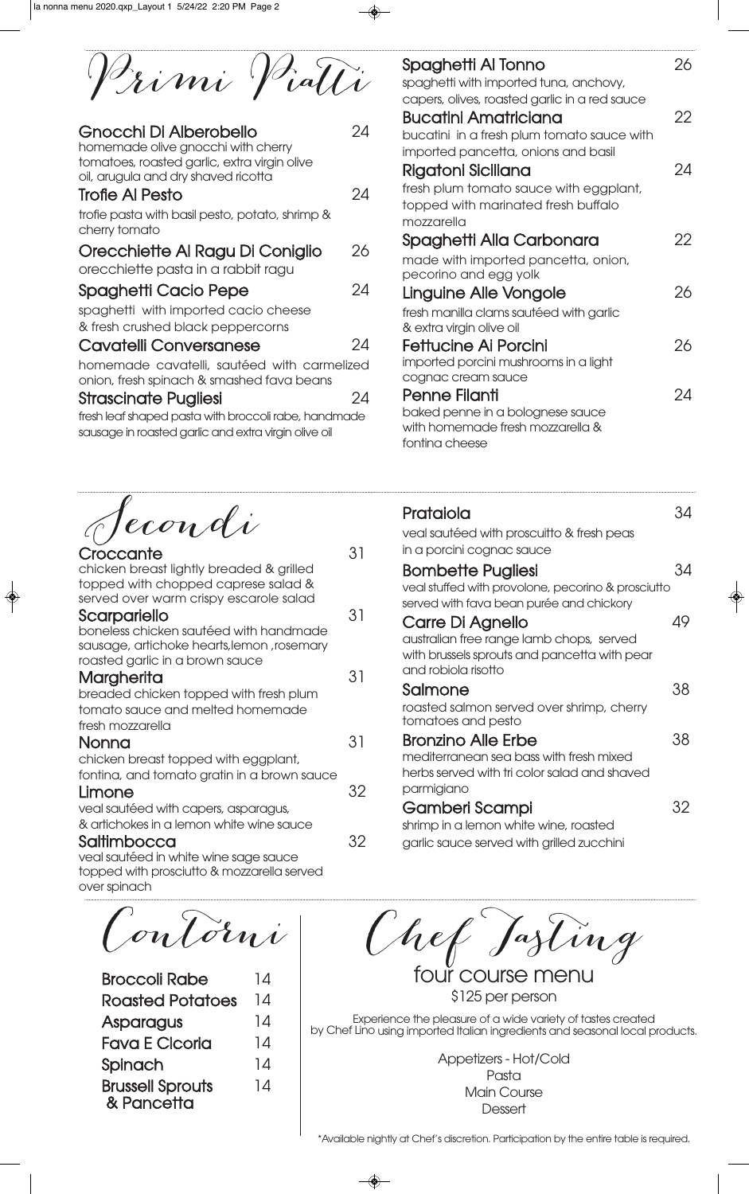## Primi Piatti

**Gnocchi Di Alberobello** 24
homemade olive gnocchi with cherry tomatoes, roasted garlic, extra virgin olive oil, arugula and dry shaved ricotta

**Trofie Al Pesto** 24
trofie pasta with basil pesto, potato, shrimp & cherry tomato

**Orecchiette Al Ragu Di Coniglio** 26
orecchiette pasta in a rabbit ragu

**Spaghetti Cacio Pepe** 24
spaghetti with imported cacio cheese & fresh crushed black peppercorns

**Cavatelli Conversanese** 24
homemade cavatelli, sautéed with carmelized onion, fresh spinach & smashed fava beans

**Strascinate Pugliesi** 24
fresh leaf shaped pasta with broccoli rabe, handmade sausage in roasted garlic and extra virgin olive oil

**Spaghetti Al Tonno** 26
spaghetti with imported tuna, anchovy, capers, olives, roasted garlic in a red sauce

**Bucatini Amatriciana** 22
bucatini in a fresh plum tomato sauce with imported pancetta, onions and basil

**Rigatoni Siciliana** 24
fresh plum tomato sauce with eggplant, topped with marinated fresh buffalo mozzarella

**Spaghetti Alla Carbonara** 22
made with imported pancetta, onion, pecorino and egg yolk

**Linguine Alle Vongole** 26
fresh manilla clams sautéed with garlic & extra virgin olive oil

**Fettucine Ai Porcini** 26
imported porcini mushrooms in a light cognac cream sauce

**Penne Filanti** 24
baked penne in a bolognese sauce with homemade fresh mozzarella & fontina cheese

## Secondi

**Croccante** 31
chicken breast lightly breaded & grilled topped with chopped caprese salad & served over warm crispy escarole salad

**Scarpariello** 31
boneless chicken sautéed with handmade sausage, artichoke hearts, lemon, rosemary roasted garlic in a brown sauce

**Margherita** 31
breaded chicken topped with fresh plum tomato sauce and melted homemade fresh mozzarella

**Nonna** 31
chicken breast topped with eggplant, fontina, and tomato gratin in a brown sauce

**Limone** 32
veal sautéed with capers, asparagus, & artichokes in a lemon white wine sauce

**Saltimbocca** 32
veal sautéed in white wine sage sauce topped with prosciutto & mozzarella served over spinach

**Prataiola** 34
veal sautéed with proscuitto & fresh peas in a porcini cognac sauce

**Bombette Pugliesi** 34
veal stuffed with provolone, pecorino & prosciutto served with fava bean purée and chickory

**Carre Di Agnello** 49
australian free range lamb chops, served with brussels sprouts and pancetta with pear and robiola risotto

**Salmone** 38
roasted salmon served over shrimp, cherry tomatoes and pesto

**Bronzino Alle Erbe** 38
mediterranean sea bass with fresh mixed herbs served with tri color salad and shaved parmigiano

**Gamberi Scampi** 32
shrimp in a lemon white wine, roasted garlic sauce served with grilled zucchini

## Contorni

| | |
|---|---|
| **Broccoli Rabe** | 14 |
| **Roasted Potatoes** | 14 |
| **Asparagus** | 14 |
| **Fava E Cicoria** | 14 |
| **Spinach** | 14 |
| **Brussell Sprouts & Pancetta** | 14 |

## Chef Tasting

four course menu

$125 per person

Experience the pleasure of a wide variety of tastes created by Chef Lino using imported Italian ingredients and seasonal local products.

Appetizers - Hot/Cold
Pasta
Main Course
Dessert

*Available nightly at Chef's discretion. Participation by the entire table is required.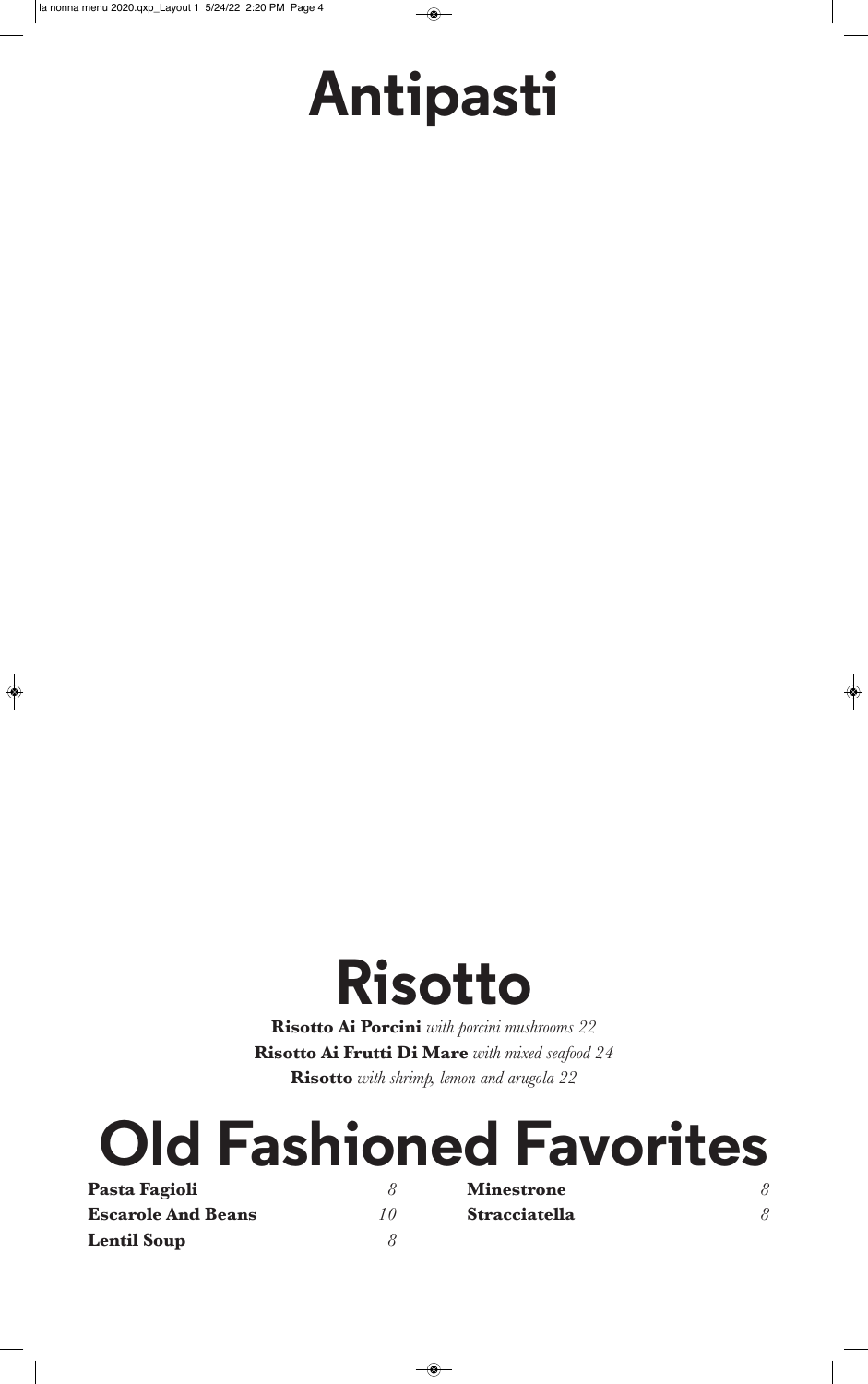# Antipasti

# Risotto

**Risotto Ai Porcini** *with porcini mushrooms 22*

**Risotto Ai Frutti Di Mare** *with mixed seafood 24*

**Risotto** *with shrimp, lemon and arugola 22*

# Old Fashioned Favorites

| | |
|---|---|
| **Pasta Fagioli** | *8* |
| **Escarole And Beans** | *10* |
| **Lentil Soup** | *8* |
| **Minestrone** | *8* |
| **Stracciatella** | *8* |